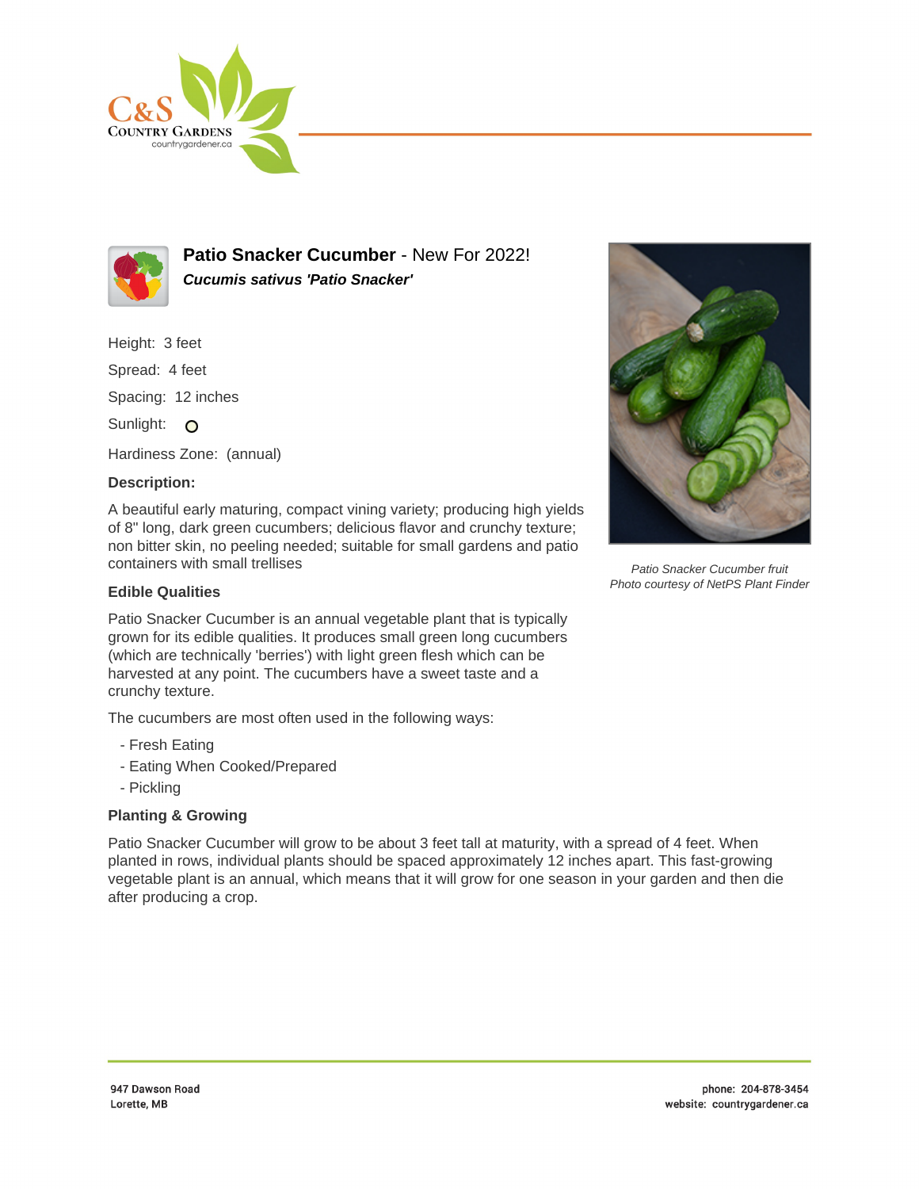# Patio Snacker Cucumber - New For 2022!

***Cucumis sativus 'Patio Snacker'***

Height: 3 feet

Spread: 4 feet

Spacing: 12 inches

Sunlight:

Hardiness Zone: (annual)

**Description:**

A beautiful early maturing, compact vining variety; producing high yields of 8" long, dark green cucumbers; delicious flavor and crunchy texture; non bitter skin, no peeling needed; suitable for small gardens and patio containers with small trellises

*Patio Snacker Cucumber fruit*
*Photo courtesy of NetPS Plant Finder*

## Edible Qualities

Patio Snacker Cucumber is an annual vegetable plant that is typically grown for its edible qualities. It produces small green long cucumbers (which are technically 'berries') with light green flesh which can be harvested at any point. The cucumbers have a sweet taste and a crunchy texture.

The cucumbers are most often used in the following ways:

- Fresh Eating
- Eating When Cooked/Prepared
- Pickling

## Planting & Growing

Patio Snacker Cucumber will grow to be about 3 feet tall at maturity, with a spread of 4 feet. When planted in rows, individual plants should be spaced approximately 12 inches apart. This fast-growing vegetable plant is an annual, which means that it will grow for one season in your garden and then die after producing a crop.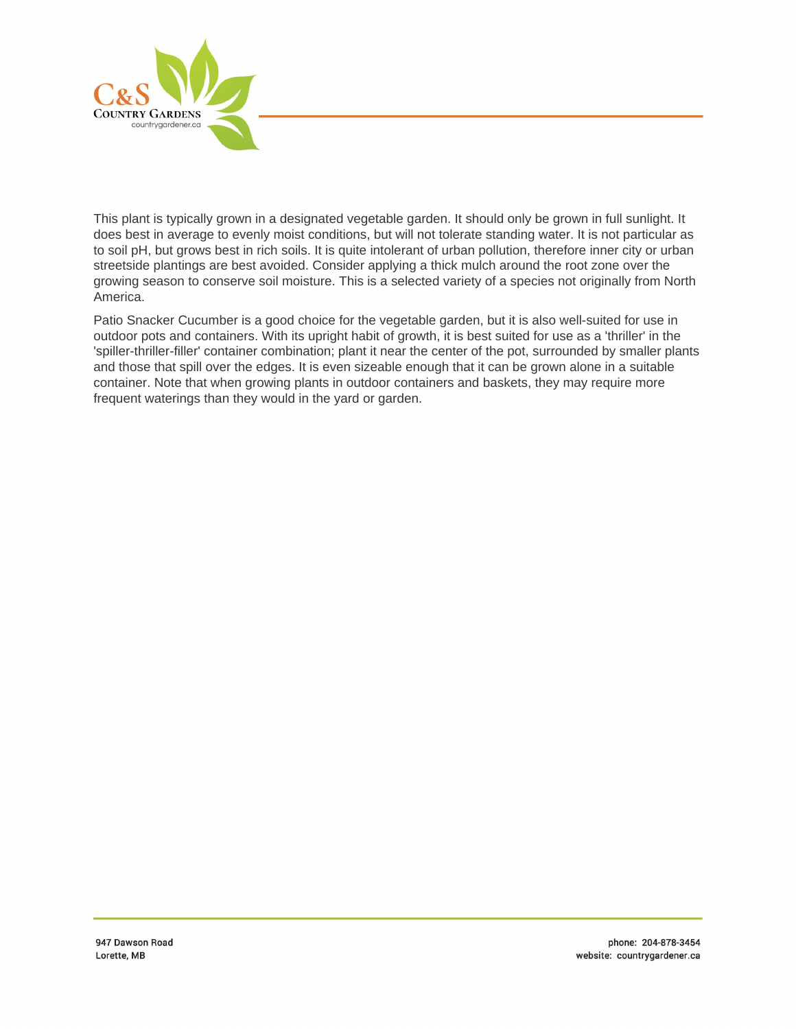This plant is typically grown in a designated vegetable garden. It should only be grown in full sunlight. It does best in average to evenly moist conditions, but will not tolerate standing water. It is not particular as to soil pH, but grows best in rich soils. It is quite intolerant of urban pollution, therefore inner city or urban streetside plantings are best avoided. Consider applying a thick mulch around the root zone over the growing season to conserve soil moisture. This is a selected variety of a species not originally from North America.

Patio Snacker Cucumber is a good choice for the vegetable garden, but it is also well-suited for use in outdoor pots and containers. With its upright habit of growth, it is best suited for use as a 'thriller' in the 'spiller-thriller-filler' container combination; plant it near the center of the pot, surrounded by smaller plants and those that spill over the edges. It is even sizeable enough that it can be grown alone in a suitable container. Note that when growing plants in outdoor containers and baskets, they may require more frequent waterings than they would in the yard or garden.